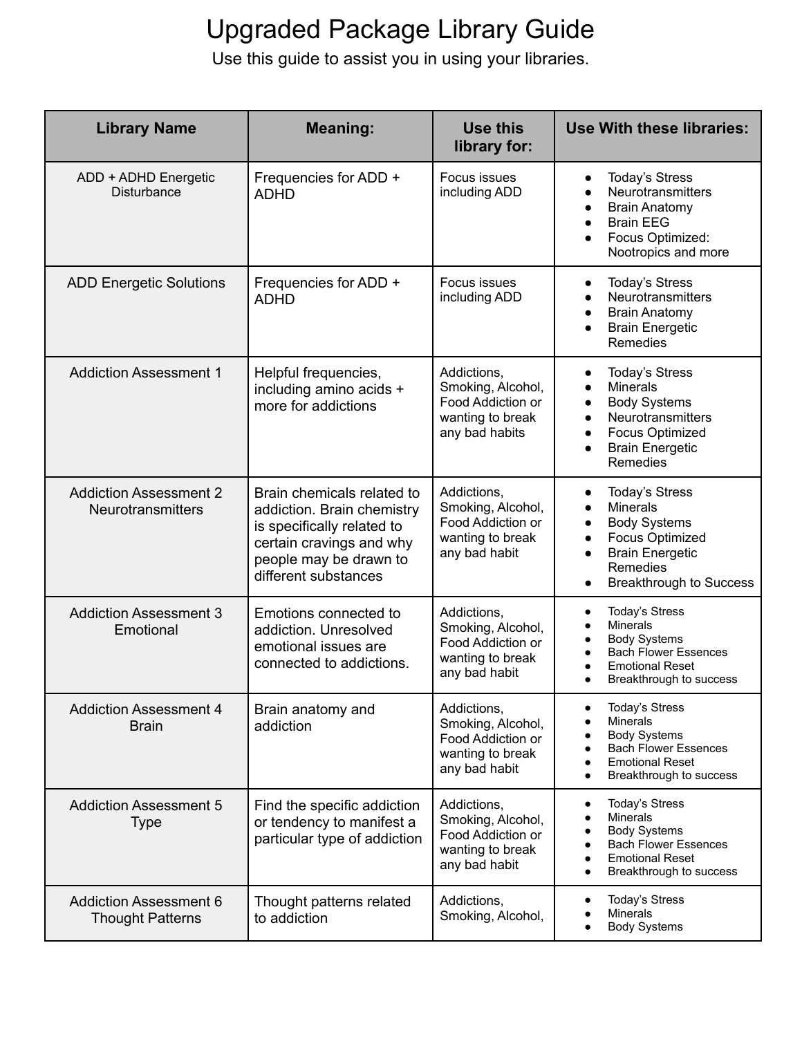# Upgraded Package Library Guide

Use this guide to assist you in using your libraries.

| Library Name | Meaning: | Use this library for: | Use With these libraries: |
|---|---|---|---|
| ADD + ADHD Energetic Disturbance | Frequencies for ADD + ADHD | Focus issues including ADD | • Today's Stress<br>• Neurotransmitters<br>• Brain Anatomy<br>• Brain EEG<br>• Focus Optimized: Nootropics and more |
| ADD Energetic Solutions | Frequencies for ADD + ADHD | Focus issues including ADD | • Today's Stress<br>• Neurotransmitters<br>• Brain Anatomy<br>• Brain Energetic Remedies |
| Addiction Assessment 1 | Helpful frequencies, including amino acids + more for addictions | Addictions, Smoking, Alcohol, Food Addiction or wanting to break any bad habits | • Today's Stress<br>• Minerals<br>• Body Systems<br>• Neurotransmitters<br>• Focus Optimized<br>• Brain Energetic Remedies |
| Addiction Assessment 2 Neurotransmitters | Brain chemicals related to addiction. Brain chemistry is specifically related to certain cravings and why people may be drawn to different substances | Addictions, Smoking, Alcohol, Food Addiction or wanting to break any bad habit | • Today's Stress<br>• Minerals<br>• Body Systems<br>• Focus Optimized<br>• Brain Energetic Remedies<br>• Breakthrough to Success |
| Addiction Assessment 3 Emotional | Emotions connected to addiction. Unresolved emotional issues are connected to addictions. | Addictions, Smoking, Alcohol, Food Addiction or wanting to break any bad habit | • Today's Stress<br>• Minerals<br>• Body Systems<br>• Bach Flower Essences<br>• Emotional Reset<br>• Breakthrough to success |
| Addiction Assessment 4 Brain | Brain anatomy and addiction | Addictions, Smoking, Alcohol, Food Addiction or wanting to break any bad habit | • Today's Stress<br>• Minerals<br>• Body Systems<br>• Bach Flower Essences<br>• Emotional Reset<br>• Breakthrough to success |
| Addiction Assessment 5 Type | Find the specific addiction or tendency to manifest a particular type of addiction | Addictions, Smoking, Alcohol, Food Addiction or wanting to break any bad habit | • Today's Stress<br>• Minerals<br>• Body Systems<br>• Bach Flower Essences<br>• Emotional Reset<br>• Breakthrough to success |
| Addiction Assessment 6 Thought Patterns | Thought patterns related to addiction | Addictions, Smoking, Alcohol, | • Today's Stress<br>• Minerals<br>• Body Systems |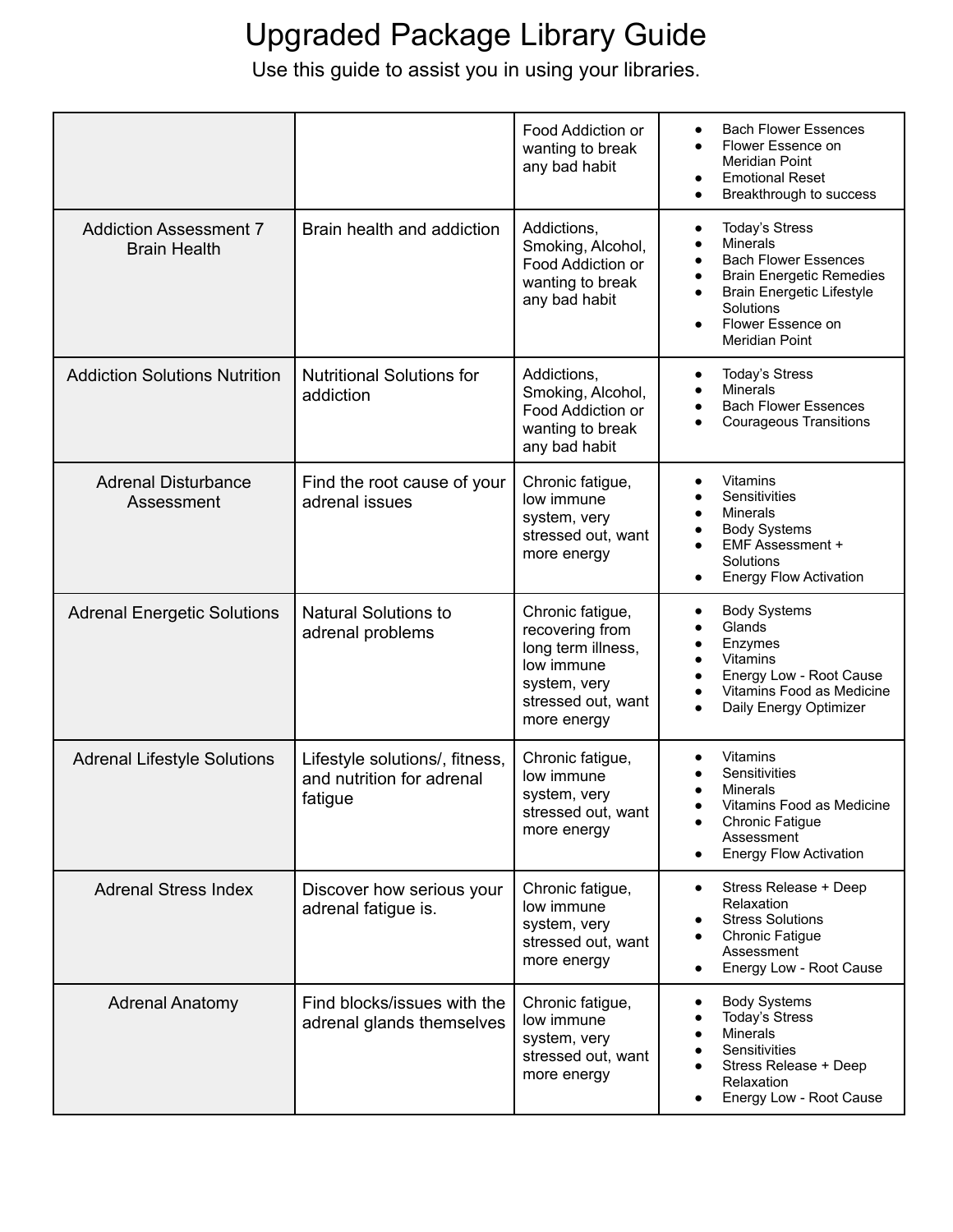# Upgraded Package Library Guide

Use this guide to assist you in using your libraries.

| | | | |
|---|---|---|---|
| | | Food Addiction or wanting to break any bad habit | • Bach Flower Essences<br>• Flower Essence on Meridian Point<br>• Emotional Reset<br>• Breakthrough to success |
| Addiction Assessment 7 Brain Health | Brain health and addiction | Addictions, Smoking, Alcohol, Food Addiction or wanting to break any bad habit | • Today's Stress<br>• Minerals<br>• Bach Flower Essences<br>• Brain Energetic Remedies<br>• Brain Energetic Lifestyle Solutions<br>• Flower Essence on Meridian Point |
| Addiction Solutions Nutrition | Nutritional Solutions for addiction | Addictions, Smoking, Alcohol, Food Addiction or wanting to break any bad habit | • Today's Stress<br>• Minerals<br>• Bach Flower Essences<br>• Courageous Transitions |
| Adrenal Disturbance Assessment | Find the root cause of your adrenal issues | Chronic fatigue, low immune system, very stressed out, want more energy | • Vitamins<br>• Sensitivities<br>• Minerals<br>• Body Systems<br>• EMF Assessment + Solutions<br>• Energy Flow Activation |
| Adrenal Energetic Solutions | Natural Solutions to adrenal problems | Chronic fatigue, recovering from long term illness, low immune system, very stressed out, want more energy | • Body Systems<br>• Glands<br>• Enzymes<br>• Vitamins<br>• Energy Low - Root Cause<br>• Vitamins Food as Medicine<br>• Daily Energy Optimizer |
| Adrenal Lifestyle Solutions | Lifestyle solutions/, fitness, and nutrition for adrenal fatigue | Chronic fatigue, low immune system, very stressed out, want more energy | • Vitamins<br>• Sensitivities<br>• Minerals<br>• Vitamins Food as Medicine<br>• Chronic Fatigue Assessment<br>• Energy Flow Activation |
| Adrenal Stress Index | Discover how serious your adrenal fatigue is. | Chronic fatigue, low immune system, very stressed out, want more energy | • Stress Release + Deep Relaxation<br>• Stress Solutions<br>• Chronic Fatigue Assessment<br>• Energy Low - Root Cause |
| Adrenal Anatomy | Find blocks/issues with the adrenal glands themselves | Chronic fatigue, low immune system, very stressed out, want more energy | • Body Systems<br>• Today's Stress<br>• Minerals<br>• Sensitivities<br>• Stress Release + Deep Relaxation<br>• Energy Low - Root Cause |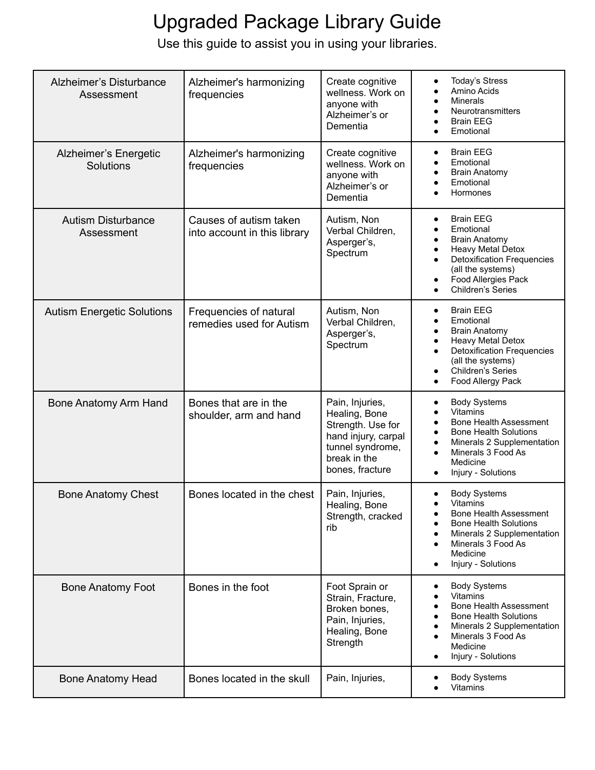# Upgraded Package Library Guide

Use this guide to assist you in using your libraries.

| | | | |
|---|---|---|---|
| Alzheimer's Disturbance Assessment | Alzheimer's harmonizing frequencies | Create cognitive wellness. Work on anyone with Alzheimer's or Dementia | • Today's Stress<br>• Amino Acids<br>• Minerals<br>• Neurotransmitters<br>• Brain EEG<br>• Emotional |
| Alzheimer's Energetic Solutions | Alzheimer's harmonizing frequencies | Create cognitive wellness. Work on anyone with Alzheimer's or Dementia | • Brain EEG<br>• Emotional<br>• Brain Anatomy<br>• Emotional<br>• Hormones |
| Autism Disturbance Assessment | Causes of autism taken into account in this library | Autism, Non Verbal Children, Asperger's, Spectrum | • Brain EEG<br>• Emotional<br>• Brain Anatomy<br>• Heavy Metal Detox<br>• Detoxification Frequencies (all the systems)<br>• Food Allergies Pack<br>• Children's Series |
| Autism Energetic Solutions | Frequencies of natural remedies used for Autism | Autism, Non Verbal Children, Asperger's, Spectrum | • Brain EEG<br>• Emotional<br>• Brain Anatomy<br>• Heavy Metal Detox<br>• Detoxification Frequencies (all the systems)<br>• Children's Series<br>• Food Allergy Pack |
| Bone Anatomy Arm Hand | Bones that are in the shoulder, arm and hand | Pain, Injuries, Healing, Bone Strength. Use for hand injury, carpal tunnel syndrome, break in the bones, fracture | • Body Systems<br>• Vitamins<br>• Bone Health Assessment<br>• Bone Health Solutions<br>• Minerals 2 Supplementation<br>• Minerals 3 Food As Medicine<br>• Injury - Solutions |
| Bone Anatomy Chest | Bones located in the chest | Pain, Injuries, Healing, Bone Strength, cracked rib | • Body Systems<br>• Vitamins<br>• Bone Health Assessment<br>• Bone Health Solutions<br>• Minerals 2 Supplementation<br>• Minerals 3 Food As Medicine<br>• Injury - Solutions |
| Bone Anatomy Foot | Bones in the foot | Foot Sprain or Strain, Fracture, Broken bones, Pain, Injuries, Healing, Bone Strength | • Body Systems<br>• Vitamins<br>• Bone Health Assessment<br>• Bone Health Solutions<br>• Minerals 2 Supplementation<br>• Minerals 3 Food As Medicine<br>• Injury - Solutions |
| Bone Anatomy Head | Bones located in the skull | Pain, Injuries, | • Body Systems<br>• Vitamins |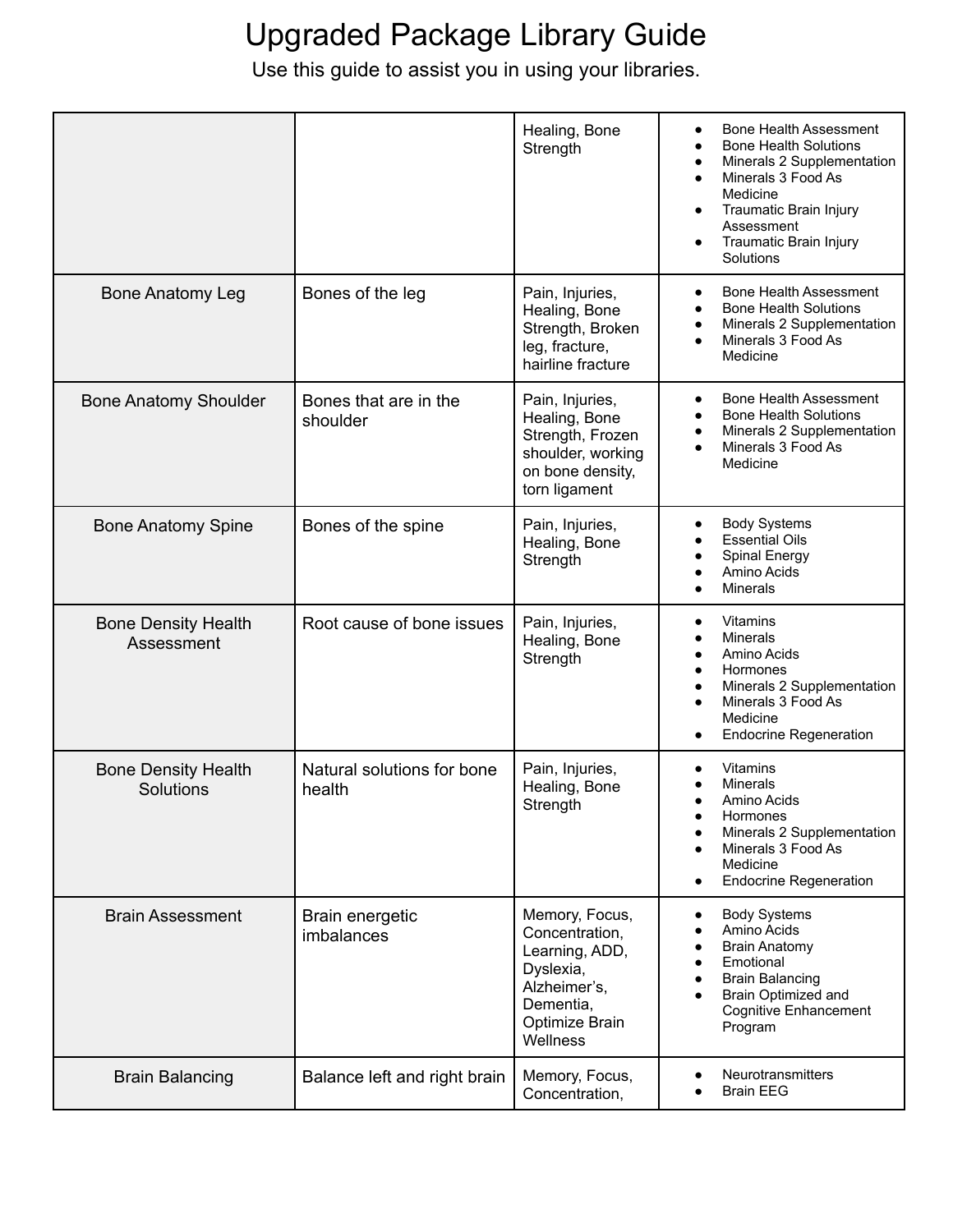# Upgraded Package Library Guide

Use this guide to assist you in using your libraries.

| | | | |
|---|---|---|---|
| | | Healing, Bone Strength | • Bone Health Assessment<br>• Bone Health Solutions<br>• Minerals 2 Supplementation<br>• Minerals 3 Food As Medicine<br>• Traumatic Brain Injury Assessment<br>• Traumatic Brain Injury Solutions |
| Bone Anatomy Leg | Bones of the leg | Pain, Injuries, Healing, Bone Strength, Broken leg, fracture, hairline fracture | • Bone Health Assessment<br>• Bone Health Solutions<br>• Minerals 2 Supplementation<br>• Minerals 3 Food As Medicine |
| Bone Anatomy Shoulder | Bones that are in the shoulder | Pain, Injuries, Healing, Bone Strength, Frozen shoulder, working on bone density, torn ligament | • Bone Health Assessment<br>• Bone Health Solutions<br>• Minerals 2 Supplementation<br>• Minerals 3 Food As Medicine |
| Bone Anatomy Spine | Bones of the spine | Pain, Injuries, Healing, Bone Strength | • Body Systems<br>• Essential Oils<br>• Spinal Energy<br>• Amino Acids<br>• Minerals |
| Bone Density Health Assessment | Root cause of bone issues | Pain, Injuries, Healing, Bone Strength | • Vitamins<br>• Minerals<br>• Amino Acids<br>• Hormones<br>• Minerals 2 Supplementation<br>• Minerals 3 Food As Medicine<br>• Endocrine Regeneration |
| Bone Density Health Solutions | Natural solutions for bone health | Pain, Injuries, Healing, Bone Strength | • Vitamins<br>• Minerals<br>• Amino Acids<br>• Hormones<br>• Minerals 2 Supplementation<br>• Minerals 3 Food As Medicine<br>• Endocrine Regeneration |
| Brain Assessment | Brain energetic imbalances | Memory, Focus, Concentration, Learning, ADD, Dyslexia, Alzheimer's, Dementia, Optimize Brain Wellness | • Body Systems<br>• Amino Acids<br>• Brain Anatomy<br>• Emotional<br>• Brain Balancing<br>• Brain Optimized and Cognitive Enhancement Program |
| Brain Balancing | Balance left and right brain | Memory, Focus, Concentration, | • Neurotransmitters<br>• Brain EEG |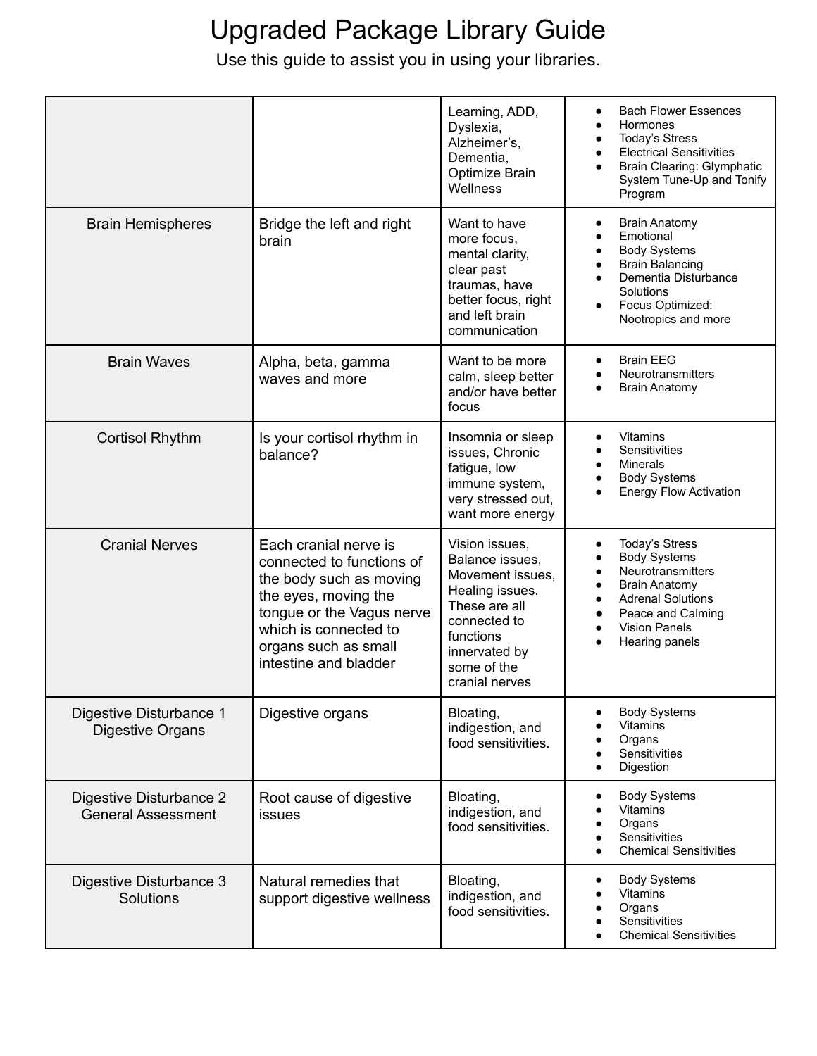# Upgraded Package Library Guide

Use this guide to assist you in using your libraries.

| | | | |
|---|---|---|---|
| | | Learning, ADD, Dyslexia, Alzheimer's, Dementia, Optimize Brain Wellness | • Bach Flower Essences<br>• Hormones<br>• Today's Stress<br>• Electrical Sensitivities<br>• Brain Clearing: Glymphatic System Tune-Up and Tonify Program |
| Brain Hemispheres | Bridge the left and right brain | Want to have more focus, mental clarity, clear past traumas, have better focus, right and left brain communication | • Brain Anatomy<br>• Emotional<br>• Body Systems<br>• Brain Balancing<br>• Dementia Disturbance Solutions<br>• Focus Optimized: Nootropics and more |
| Brain Waves | Alpha, beta, gamma waves and more | Want to be more calm, sleep better and/or have better focus | • Brain EEG<br>• Neurotransmitters<br>• Brain Anatomy |
| Cortisol Rhythm | Is your cortisol rhythm in balance? | Insomnia or sleep issues, Chronic fatigue, low immune system, very stressed out, want more energy | • Vitamins<br>• Sensitivities<br>• Minerals<br>• Body Systems<br>• Energy Flow Activation |
| Cranial Nerves | Each cranial nerve is connected to functions of the body such as moving the eyes, moving the tongue or the Vagus nerve which is connected to organs such as small intestine and bladder | Vision issues, Balance issues, Movement issues, Healing issues. These are all connected to functions innervated by some of the cranial nerves | • Today's Stress<br>• Body Systems<br>• Neurotransmitters<br>• Brain Anatomy<br>• Adrenal Solutions<br>• Peace and Calming<br>• Vision Panels<br>• Hearing panels |
| Digestive Disturbance 1 Digestive Organs | Digestive organs | Bloating, indigestion, and food sensitivities. | • Body Systems<br>• Vitamins<br>• Organs<br>• Sensitivities<br>• Digestion |
| Digestive Disturbance 2 General Assessment | Root cause of digestive issues | Bloating, indigestion, and food sensitivities. | • Body Systems<br>• Vitamins<br>• Organs<br>• Sensitivities<br>• Chemical Sensitivities |
| Digestive Disturbance 3 Solutions | Natural remedies that support digestive wellness | Bloating, indigestion, and food sensitivities. | • Body Systems<br>• Vitamins<br>• Organs<br>• Sensitivities<br>• Chemical Sensitivities |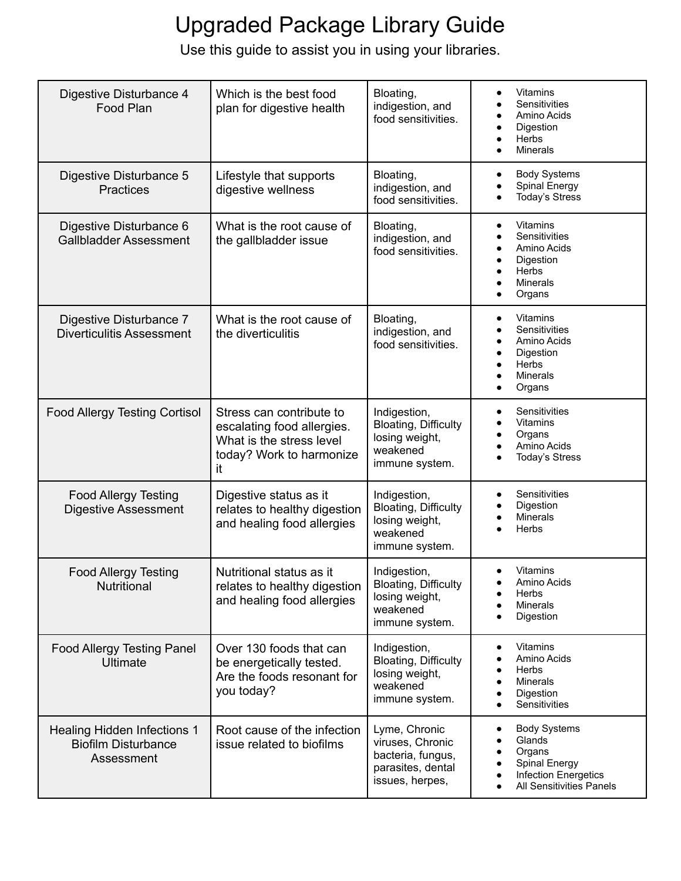# Upgraded Package Library Guide

Use this guide to assist you in using your libraries.

| | | | |
|---|---|---|---|
| Digestive Disturbance 4 Food Plan | Which is the best food plan for digestive health | Bloating, indigestion, and food sensitivities. | • Vitamins<br>• Sensitivities<br>• Amino Acids<br>• Digestion<br>• Herbs<br>• Minerals |
| Digestive Disturbance 5 Practices | Lifestyle that supports digestive wellness | Bloating, indigestion, and food sensitivities. | • Body Systems<br>• Spinal Energy<br>• Today's Stress |
| Digestive Disturbance 6 Gallbladder Assessment | What is the root cause of the gallbladder issue | Bloating, indigestion, and food sensitivities. | • Vitamins<br>• Sensitivities<br>• Amino Acids<br>• Digestion<br>• Herbs<br>• Minerals<br>• Organs |
| Digestive Disturbance 7 Diverticulitis Assessment | What is the root cause of the diverticulitis | Bloating, indigestion, and food sensitivities. | • Vitamins<br>• Sensitivities<br>• Amino Acids<br>• Digestion<br>• Herbs<br>• Minerals<br>• Organs |
| Food Allergy Testing Cortisol | Stress can contribute to escalating food allergies. What is the stress level today? Work to harmonize it | Indigestion, Bloating, Difficulty losing weight, weakened immune system. | • Sensitivities<br>• Vitamins<br>• Organs<br>• Amino Acids<br>• Today's Stress |
| Food Allergy Testing Digestive Assessment | Digestive status as it relates to healthy digestion and healing food allergies | Indigestion, Bloating, Difficulty losing weight, weakened immune system. | • Sensitivities<br>• Digestion<br>• Minerals<br>• Herbs |
| Food Allergy Testing Nutritional | Nutritional status as it relates to healthy digestion and healing food allergies | Indigestion, Bloating, Difficulty losing weight, weakened immune system. | • Vitamins<br>• Amino Acids<br>• Herbs<br>• Minerals<br>• Digestion |
| Food Allergy Testing Panel Ultimate | Over 130 foods that can be energetically tested. Are the foods resonant for you today? | Indigestion, Bloating, Difficulty losing weight, weakened immune system. | • Vitamins<br>• Amino Acids<br>• Herbs<br>• Minerals<br>• Digestion<br>• Sensitivities |
| Healing Hidden Infections 1 Biofilm Disturbance Assessment | Root cause of the infection issue related to biofilms | Lyme, Chronic viruses, Chronic bacteria, fungus, parasites, dental issues, herpes, | • Body Systems<br>• Glands<br>• Organs<br>• Spinal Energy<br>• Infection Energetics<br>• All Sensitivities Panels |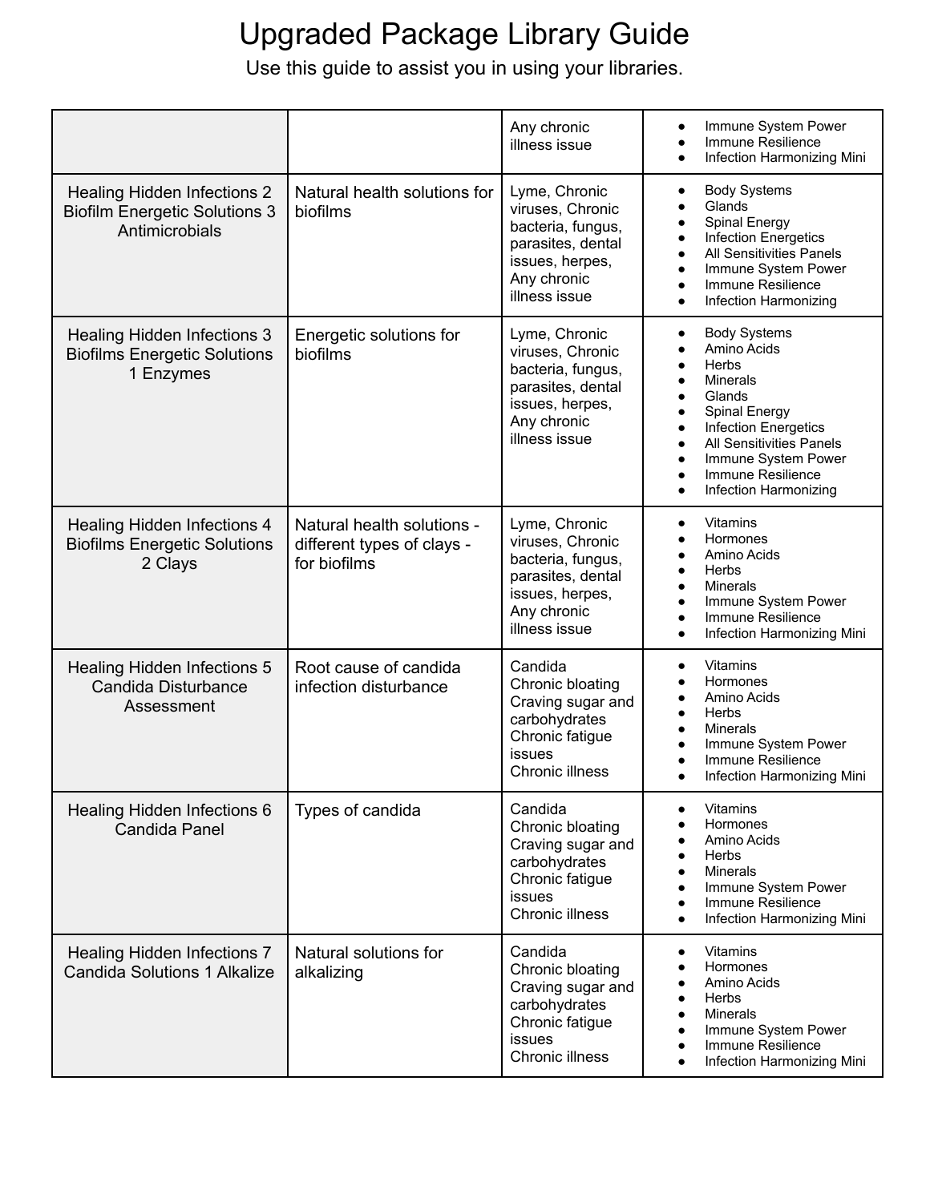# Upgraded Package Library Guide

Use this guide to assist you in using your libraries.

| | | | |
|---|---|---|---|
| | | Any chronic illness issue | • Immune System Power<br>• Immune Resilience<br>• Infection Harmonizing Mini |
| Healing Hidden Infections 2 Biofilm Energetic Solutions 3 Antimicrobials | Natural health solutions for biofilms | Lyme, Chronic viruses, Chronic bacteria, fungus, parasites, dental issues, herpes, Any chronic illness issue | • Body Systems<br>• Glands<br>• Spinal Energy<br>• Infection Energetics<br>• All Sensitivities Panels<br>• Immune System Power<br>• Immune Resilience<br>• Infection Harmonizing |
| Healing Hidden Infections 3 Biofilms Energetic Solutions 1 Enzymes | Energetic solutions for biofilms | Lyme, Chronic viruses, Chronic bacteria, fungus, parasites, dental issues, herpes, Any chronic illness issue | • Body Systems<br>• Amino Acids<br>• Herbs<br>• Minerals<br>• Glands<br>• Spinal Energy<br>• Infection Energetics<br>• All Sensitivities Panels<br>• Immune System Power<br>• Immune Resilience<br>• Infection Harmonizing |
| Healing Hidden Infections 4 Biofilms Energetic Solutions 2 Clays | Natural health solutions - different types of clays - for biofilms | Lyme, Chronic viruses, Chronic bacteria, fungus, parasites, dental issues, herpes, Any chronic illness issue | • Vitamins<br>• Hormones<br>• Amino Acids<br>• Herbs<br>• Minerals<br>• Immune System Power<br>• Immune Resilience<br>• Infection Harmonizing Mini |
| Healing Hidden Infections 5 Candida Disturbance Assessment | Root cause of candida infection disturbance | Candida<br>Chronic bloating<br>Craving sugar and carbohydrates<br>Chronic fatigue issues<br>Chronic illness | • Vitamins<br>• Hormones<br>• Amino Acids<br>• Herbs<br>• Minerals<br>• Immune System Power<br>• Immune Resilience<br>• Infection Harmonizing Mini |
| Healing Hidden Infections 6 Candida Panel | Types of candida | Candida<br>Chronic bloating<br>Craving sugar and carbohydrates<br>Chronic fatigue issues<br>Chronic illness | • Vitamins<br>• Hormones<br>• Amino Acids<br>• Herbs<br>• Minerals<br>• Immune System Power<br>• Immune Resilience<br>• Infection Harmonizing Mini |
| Healing Hidden Infections 7 Candida Solutions 1 Alkalize | Natural solutions for alkalizing | Candida<br>Chronic bloating<br>Craving sugar and carbohydrates<br>Chronic fatigue issues<br>Chronic illness | • Vitamins<br>• Hormones<br>• Amino Acids<br>• Herbs<br>• Minerals<br>• Immune System Power<br>• Immune Resilience<br>• Infection Harmonizing Mini |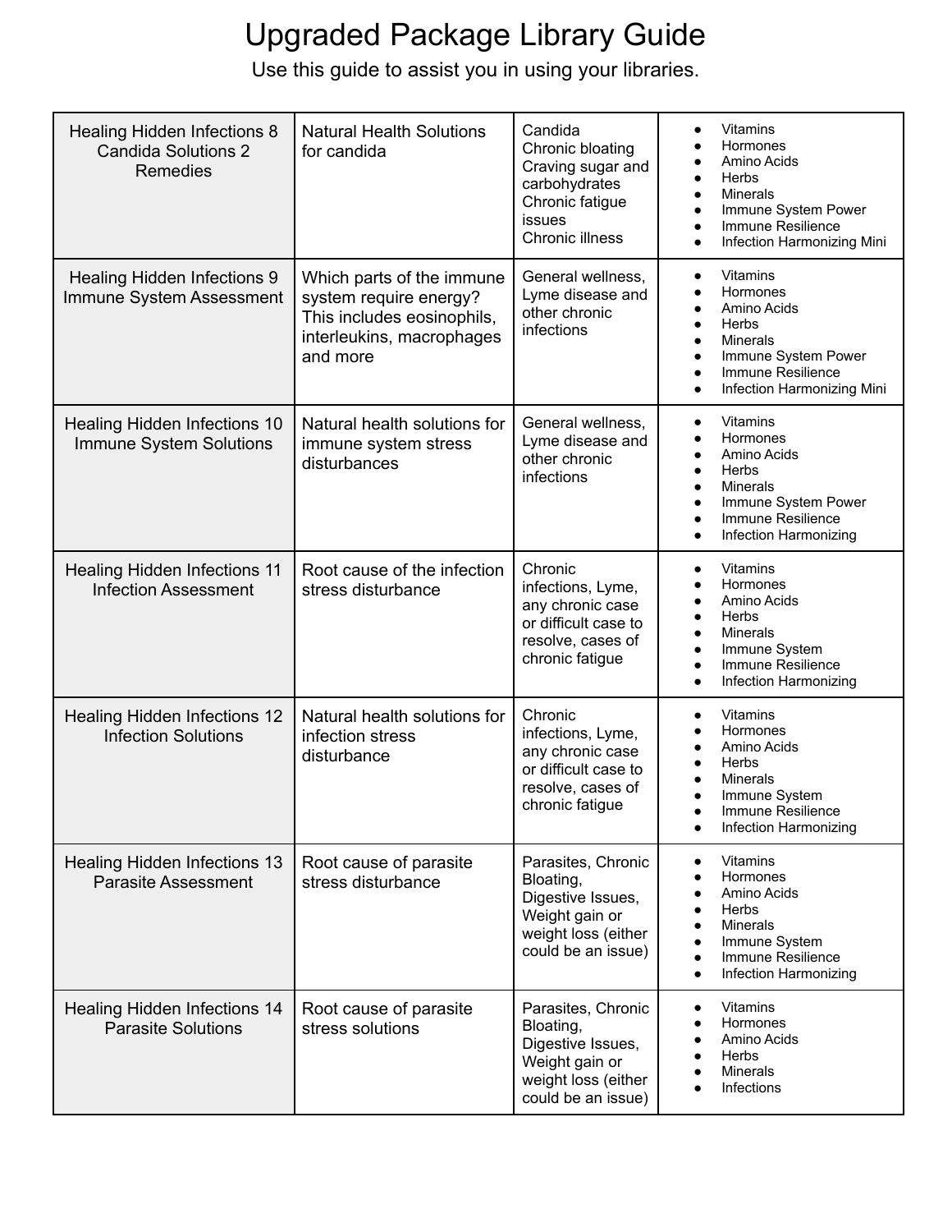# Upgraded Package Library Guide

Use this guide to assist you in using your libraries.

| | | | |
|---|---|---|---|
| Healing Hidden Infections 8 Candida Solutions 2 Remedies | Natural Health Solutions for candida | Candida<br>Chronic bloating<br>Craving sugar and carbohydrates<br>Chronic fatigue issues<br>Chronic illness | • Vitamins<br>• Hormones<br>• Amino Acids<br>• Herbs<br>• Minerals<br>• Immune System Power<br>• Immune Resilience<br>• Infection Harmonizing Mini |
| Healing Hidden Infections 9 Immune System Assessment | Which parts of the immune system require energy? This includes eosinophils, interleukins, macrophages and more | General wellness, Lyme disease and other chronic infections | • Vitamins<br>• Hormones<br>• Amino Acids<br>• Herbs<br>• Minerals<br>• Immune System Power<br>• Immune Resilience<br>• Infection Harmonizing Mini |
| Healing Hidden Infections 10 Immune System Solutions | Natural health solutions for immune system stress disturbances | General wellness, Lyme disease and other chronic infections | • Vitamins<br>• Hormones<br>• Amino Acids<br>• Herbs<br>• Minerals<br>• Immune System Power<br>• Immune Resilience<br>• Infection Harmonizing |
| Healing Hidden Infections 11 Infection Assessment | Root cause of the infection stress disturbance | Chronic infections, Lyme, any chronic case or difficult case to resolve, cases of chronic fatigue | • Vitamins<br>• Hormones<br>• Amino Acids<br>• Herbs<br>• Minerals<br>• Immune System<br>• Immune Resilience<br>• Infection Harmonizing |
| Healing Hidden Infections 12 Infection Solutions | Natural health solutions for infection stress disturbance | Chronic infections, Lyme, any chronic case or difficult case to resolve, cases of chronic fatigue | • Vitamins<br>• Hormones<br>• Amino Acids<br>• Herbs<br>• Minerals<br>• Immune System<br>• Immune Resilience<br>• Infection Harmonizing |
| Healing Hidden Infections 13 Parasite Assessment | Root cause of parasite stress disturbance | Parasites, Chronic Bloating, Digestive Issues, Weight gain or weight loss (either could be an issue) | • Vitamins<br>• Hormones<br>• Amino Acids<br>• Herbs<br>• Minerals<br>• Immune System<br>• Immune Resilience<br>• Infection Harmonizing |
| Healing Hidden Infections 14 Parasite Solutions | Root cause of parasite stress solutions | Parasites, Chronic Bloating, Digestive Issues, Weight gain or weight loss (either could be an issue) | • Vitamins<br>• Hormones<br>• Amino Acids<br>• Herbs<br>• Minerals<br>• Infections |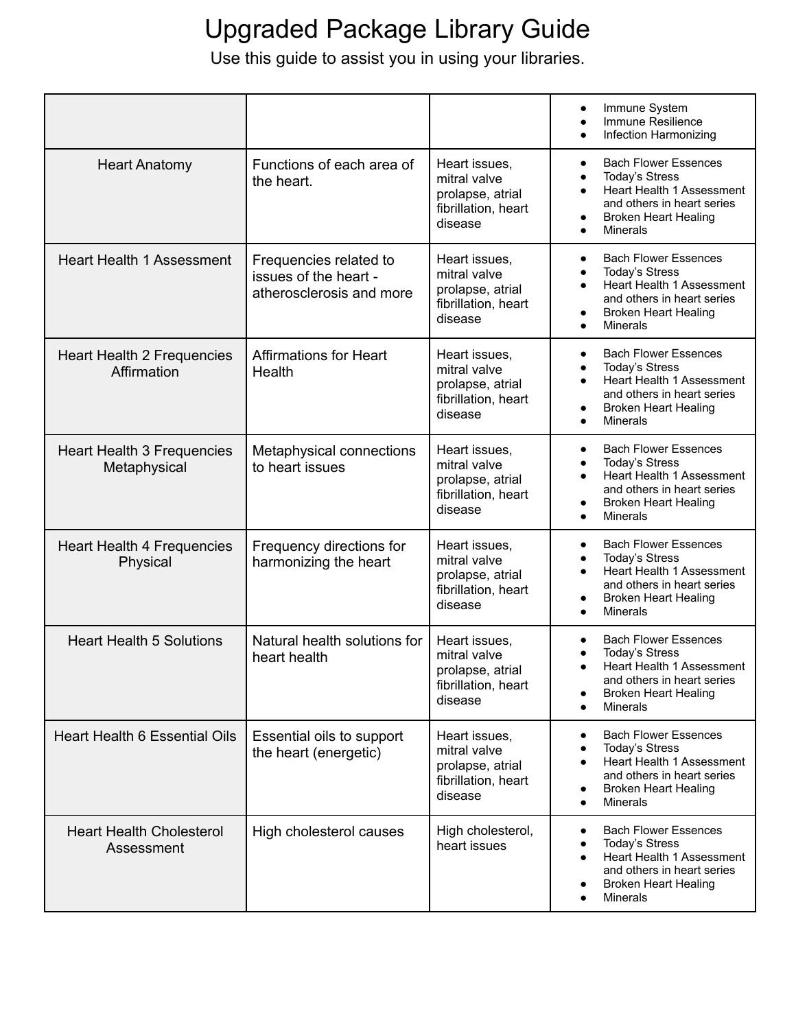# Upgraded Package Library Guide

Use this guide to assist you in using your libraries.

| | | | |
|---|---|---|---|
| | | | • Immune System<br>• Immune Resilience<br>• Infection Harmonizing |
| Heart Anatomy | Functions of each area of the heart. | Heart issues, mitral valve prolapse, atrial fibrillation, heart disease | • Bach Flower Essences<br>• Today's Stress<br>• Heart Health 1 Assessment and others in heart series<br>• Broken Heart Healing<br>• Minerals |
| Heart Health 1 Assessment | Frequencies related to issues of the heart - atherosclerosis and more | Heart issues, mitral valve prolapse, atrial fibrillation, heart disease | • Bach Flower Essences<br>• Today's Stress<br>• Heart Health 1 Assessment and others in heart series<br>• Broken Heart Healing<br>• Minerals |
| Heart Health 2 Frequencies Affirmation | Affirmations for Heart Health | Heart issues, mitral valve prolapse, atrial fibrillation, heart disease | • Bach Flower Essences<br>• Today's Stress<br>• Heart Health 1 Assessment and others in heart series<br>• Broken Heart Healing<br>• Minerals |
| Heart Health 3 Frequencies Metaphysical | Metaphysical connections to heart issues | Heart issues, mitral valve prolapse, atrial fibrillation, heart disease | • Bach Flower Essences<br>• Today's Stress<br>• Heart Health 1 Assessment and others in heart series<br>• Broken Heart Healing<br>• Minerals |
| Heart Health 4 Frequencies Physical | Frequency directions for harmonizing the heart | Heart issues, mitral valve prolapse, atrial fibrillation, heart disease | • Bach Flower Essences<br>• Today's Stress<br>• Heart Health 1 Assessment and others in heart series<br>• Broken Heart Healing<br>• Minerals |
| Heart Health 5 Solutions | Natural health solutions for heart health | Heart issues, mitral valve prolapse, atrial fibrillation, heart disease | • Bach Flower Essences<br>• Today's Stress<br>• Heart Health 1 Assessment and others in heart series<br>• Broken Heart Healing<br>• Minerals |
| Heart Health 6 Essential Oils | Essential oils to support the heart (energetic) | Heart issues, mitral valve prolapse, atrial fibrillation, heart disease | • Bach Flower Essences<br>• Today's Stress<br>• Heart Health 1 Assessment and others in heart series<br>• Broken Heart Healing<br>• Minerals |
| Heart Health Cholesterol Assessment | High cholesterol causes | High cholesterol, heart issues | • Bach Flower Essences<br>• Today's Stress<br>• Heart Health 1 Assessment and others in heart series<br>• Broken Heart Healing<br>• Minerals |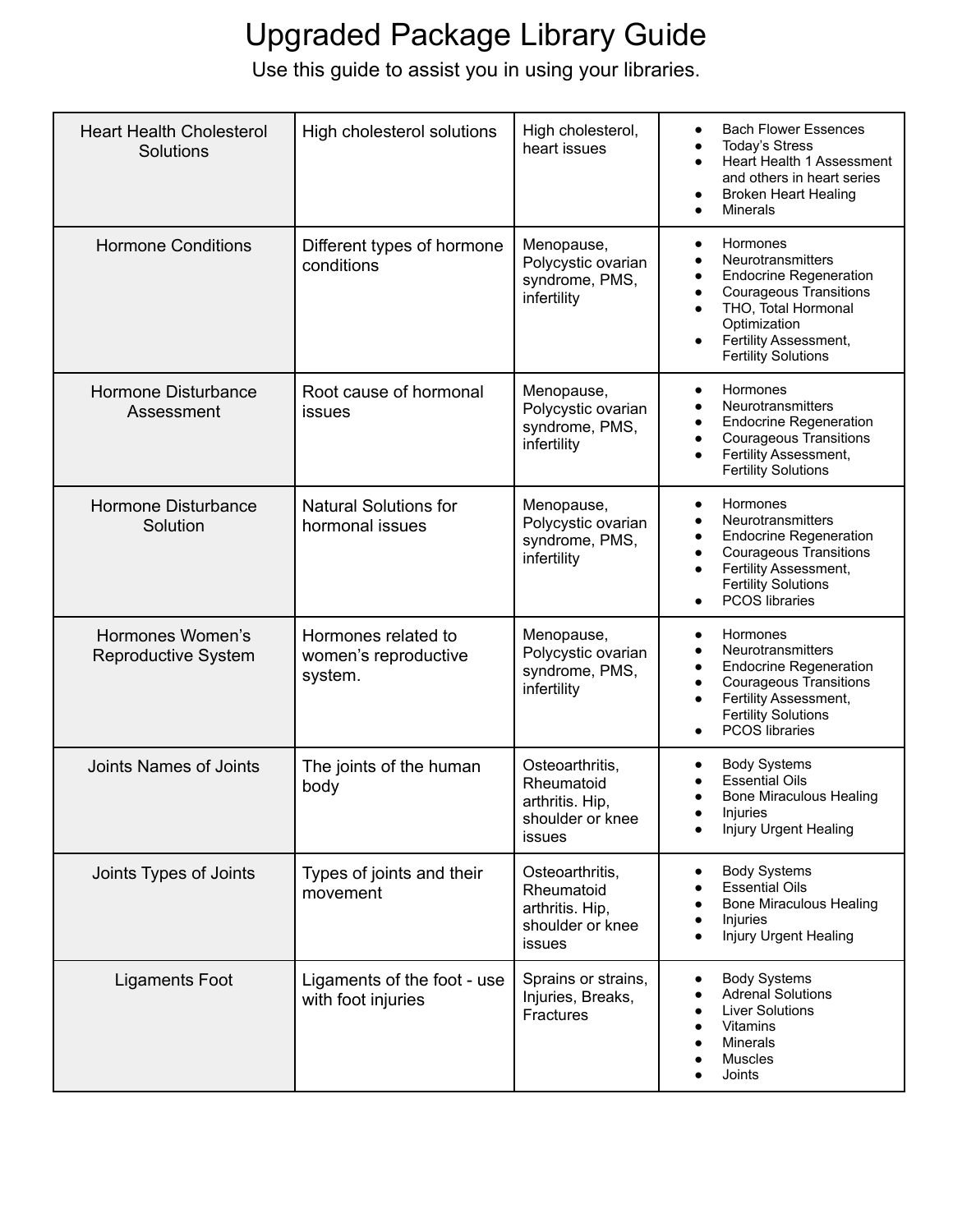# Upgraded Package Library Guide

Use this guide to assist you in using your libraries.

| | | | |
|---|---|---|---|
| Heart Health Cholesterol Solutions | High cholesterol solutions | High cholesterol, heart issues | • Bach Flower Essences<br>• Today's Stress<br>• Heart Health 1 Assessment and others in heart series<br>• Broken Heart Healing<br>• Minerals |
| Hormone Conditions | Different types of hormone conditions | Menopause, Polycystic ovarian syndrome, PMS, infertility | • Hormones<br>• Neurotransmitters<br>• Endocrine Regeneration<br>• Courageous Transitions<br>• THO, Total Hormonal Optimization<br>• Fertility Assessment, Fertility Solutions |
| Hormone Disturbance Assessment | Root cause of hormonal issues | Menopause, Polycystic ovarian syndrome, PMS, infertility | • Hormones<br>• Neurotransmitters<br>• Endocrine Regeneration<br>• Courageous Transitions<br>• Fertility Assessment, Fertility Solutions |
| Hormone Disturbance Solution | Natural Solutions for hormonal issues | Menopause, Polycystic ovarian syndrome, PMS, infertility | • Hormones<br>• Neurotransmitters<br>• Endocrine Regeneration<br>• Courageous Transitions<br>• Fertility Assessment, Fertility Solutions<br>• PCOS libraries |
| Hormones Women's Reproductive System | Hormones related to women's reproductive system. | Menopause, Polycystic ovarian syndrome, PMS, infertility | • Hormones<br>• Neurotransmitters<br>• Endocrine Regeneration<br>• Courageous Transitions<br>• Fertility Assessment, Fertility Solutions<br>• PCOS libraries |
| Joints Names of Joints | The joints of the human body | Osteoarthritis, Rheumatoid arthritis. Hip, shoulder or knee issues | • Body Systems<br>• Essential Oils<br>• Bone Miraculous Healing<br>• Injuries<br>• Injury Urgent Healing |
| Joints Types of Joints | Types of joints and their movement | Osteoarthritis, Rheumatoid arthritis. Hip, shoulder or knee issues | • Body Systems<br>• Essential Oils<br>• Bone Miraculous Healing<br>• Injuries<br>• Injury Urgent Healing |
| Ligaments Foot | Ligaments of the foot - use with foot injuries | Sprains or strains, Injuries, Breaks, Fractures | • Body Systems<br>• Adrenal Solutions<br>• Liver Solutions<br>• Vitamins<br>• Minerals<br>• Muscles<br>• Joints |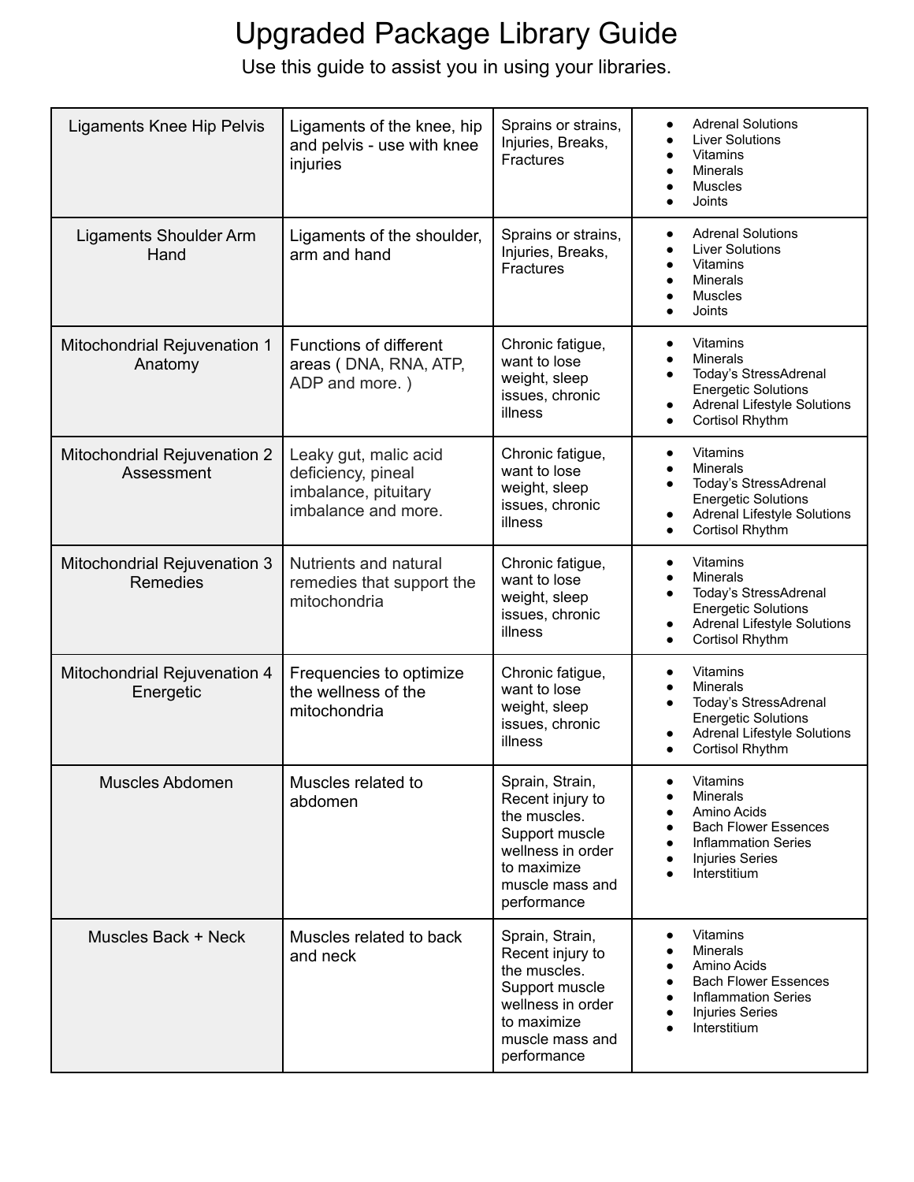# Upgraded Package Library Guide

Use this guide to assist you in using your libraries.

| | | | |
|---|---|---|---|
| Ligaments Knee Hip Pelvis | Ligaments of the knee, hip and pelvis - use with knee injuries | Sprains or strains, Injuries, Breaks, Fractures | • Adrenal Solutions<br>• Liver Solutions<br>• Vitamins<br>• Minerals<br>• Muscles<br>• Joints |
| Ligaments Shoulder Arm Hand | Ligaments of the shoulder, arm and hand | Sprains or strains, Injuries, Breaks, Fractures | • Adrenal Solutions<br>• Liver Solutions<br>• Vitamins<br>• Minerals<br>• Muscles<br>• Joints |
| Mitochondrial Rejuvenation 1 Anatomy | Functions of different areas ( DNA, RNA, ATP, ADP and more. ) | Chronic fatigue, want to lose weight, sleep issues, chronic illness | • Vitamins<br>• Minerals<br>• Today's StressAdrenal Energetic Solutions<br>• Adrenal Lifestyle Solutions<br>• Cortisol Rhythm |
| Mitochondrial Rejuvenation 2 Assessment | Leaky gut, malic acid deficiency, pineal imbalance, pituitary imbalance and more. | Chronic fatigue, want to lose weight, sleep issues, chronic illness | • Vitamins<br>• Minerals<br>• Today's StressAdrenal Energetic Solutions<br>• Adrenal Lifestyle Solutions<br>• Cortisol Rhythm |
| Mitochondrial Rejuvenation 3 Remedies | Nutrients and natural remedies that support the mitochondria | Chronic fatigue, want to lose weight, sleep issues, chronic illness | • Vitamins<br>• Minerals<br>• Today's StressAdrenal Energetic Solutions<br>• Adrenal Lifestyle Solutions<br>• Cortisol Rhythm |
| Mitochondrial Rejuvenation 4 Energetic | Frequencies to optimize the wellness of the mitochondria | Chronic fatigue, want to lose weight, sleep issues, chronic illness | • Vitamins<br>• Minerals<br>• Today's StressAdrenal Energetic Solutions<br>• Adrenal Lifestyle Solutions<br>• Cortisol Rhythm |
| Muscles Abdomen | Muscles related to abdomen | Sprain, Strain, Recent injury to the muscles. Support muscle wellness in order to maximize muscle mass and performance | • Vitamins<br>• Minerals<br>• Amino Acids<br>• Bach Flower Essences<br>• Inflammation Series<br>• Injuries Series<br>• Interstitium |
| Muscles Back + Neck | Muscles related to back and neck | Sprain, Strain, Recent injury to the muscles. Support muscle wellness in order to maximize muscle mass and performance | • Vitamins<br>• Minerals<br>• Amino Acids<br>• Bach Flower Essences<br>• Inflammation Series<br>• Injuries Series<br>• Interstitium |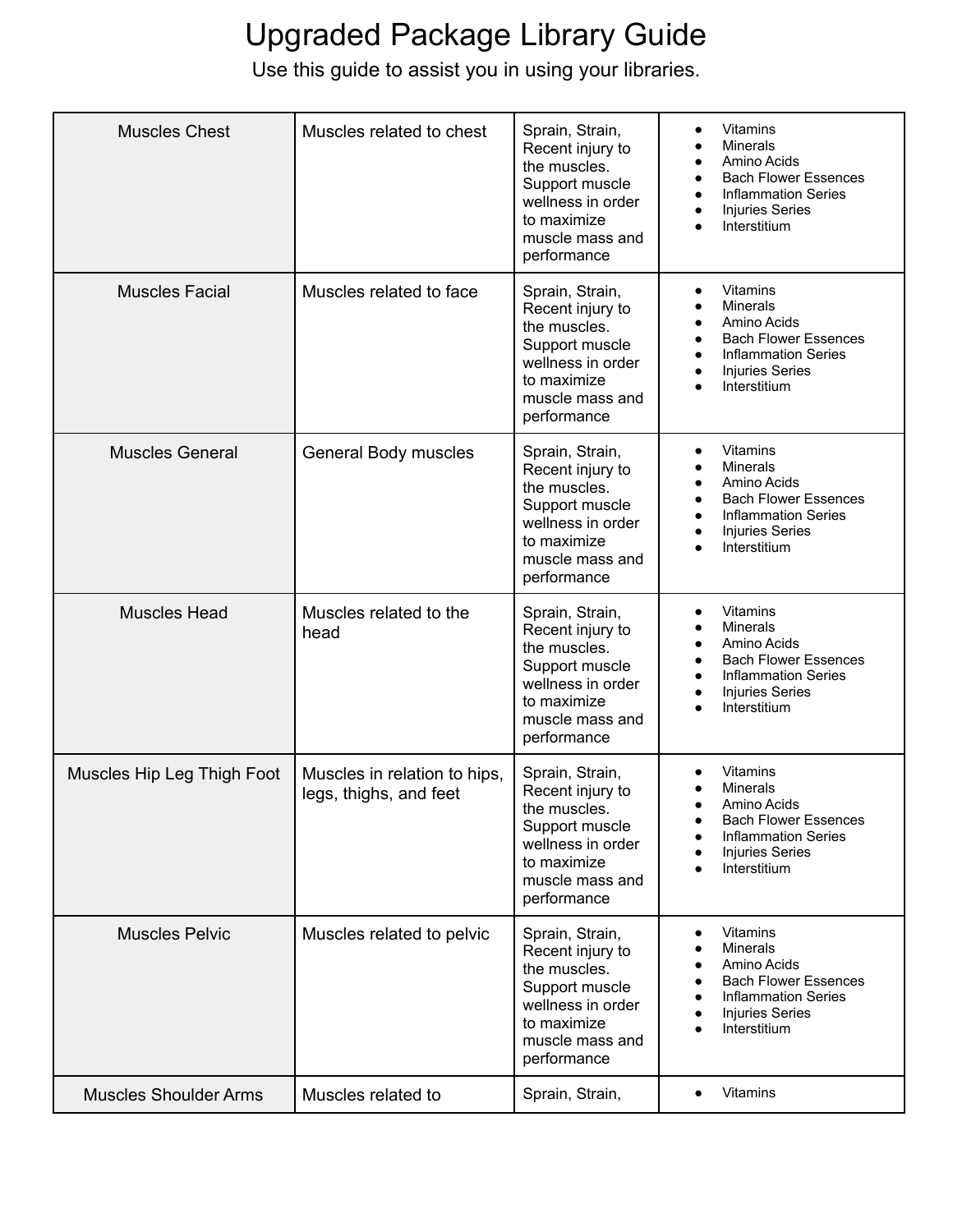# Upgraded Package Library Guide

Use this guide to assist you in using your libraries.

| | | | |
|---|---|---|---|
| Muscles Chest | Muscles related to chest | Sprain, Strain, Recent injury to the muscles. Support muscle wellness in order to maximize muscle mass and performance | • Vitamins<br>• Minerals<br>• Amino Acids<br>• Bach Flower Essences<br>• Inflammation Series<br>• Injuries Series<br>• Interstitium |
| Muscles Facial | Muscles related to face | Sprain, Strain, Recent injury to the muscles. Support muscle wellness in order to maximize muscle mass and performance | • Vitamins<br>• Minerals<br>• Amino Acids<br>• Bach Flower Essences<br>• Inflammation Series<br>• Injuries Series<br>• Interstitium |
| Muscles General | General Body muscles | Sprain, Strain, Recent injury to the muscles. Support muscle wellness in order to maximize muscle mass and performance | • Vitamins<br>• Minerals<br>• Amino Acids<br>• Bach Flower Essences<br>• Inflammation Series<br>• Injuries Series<br>• Interstitium |
| Muscles Head | Muscles related to the head | Sprain, Strain, Recent injury to the muscles. Support muscle wellness in order to maximize muscle mass and performance | • Vitamins<br>• Minerals<br>• Amino Acids<br>• Bach Flower Essences<br>• Inflammation Series<br>• Injuries Series<br>• Interstitium |
| Muscles Hip Leg Thigh Foot | Muscles in relation to hips, legs, thighs, and feet | Sprain, Strain, Recent injury to the muscles. Support muscle wellness in order to maximize muscle mass and performance | • Vitamins<br>• Minerals<br>• Amino Acids<br>• Bach Flower Essences<br>• Inflammation Series<br>• Injuries Series<br>• Interstitium |
| Muscles Pelvic | Muscles related to pelvic | Sprain, Strain, Recent injury to the muscles. Support muscle wellness in order to maximize muscle mass and performance | • Vitamins<br>• Minerals<br>• Amino Acids<br>• Bach Flower Essences<br>• Inflammation Series<br>• Injuries Series<br>• Interstitium |
| Muscles Shoulder Arms | Muscles related to | Sprain, Strain, | • Vitamins |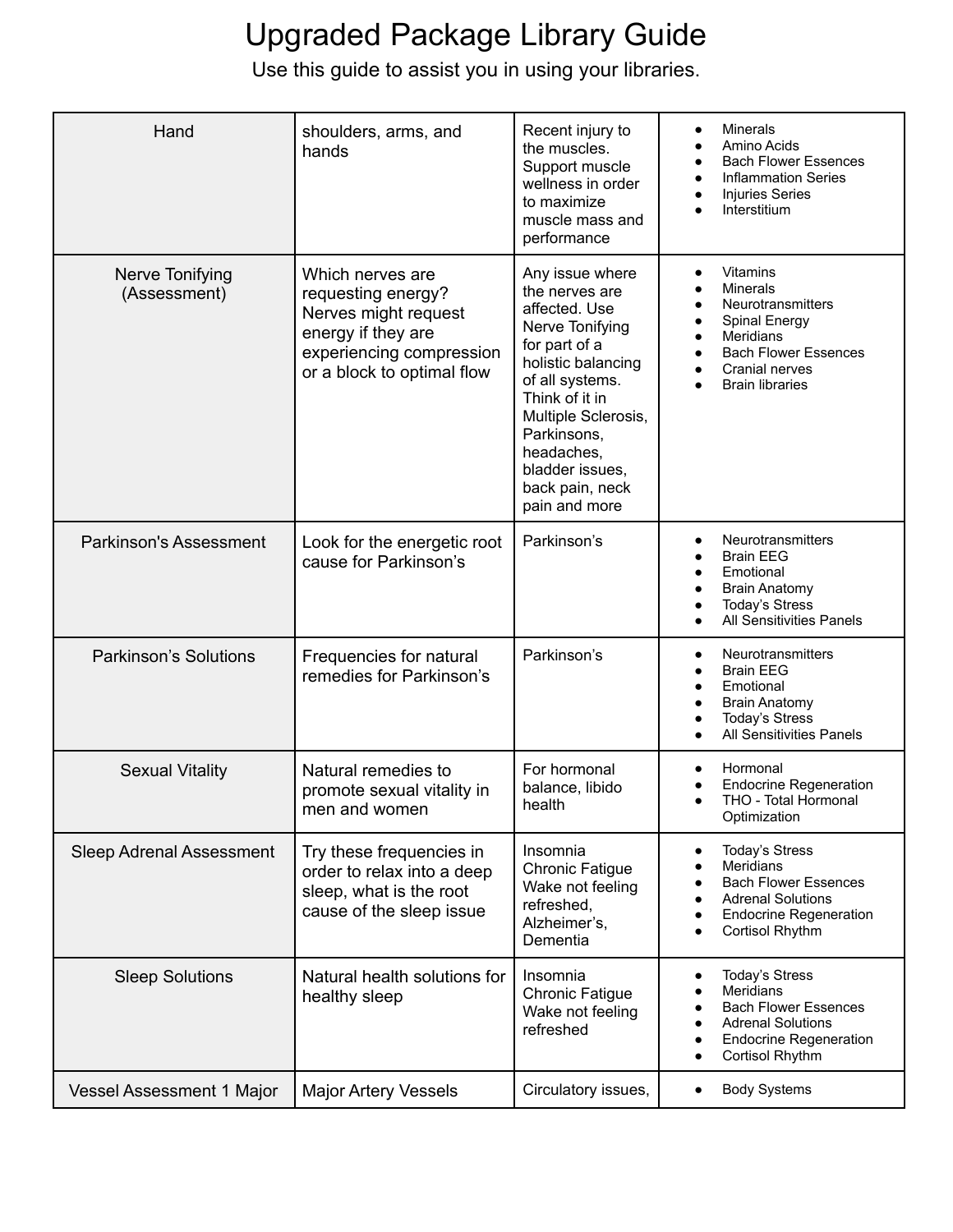# Upgraded Package Library Guide

Use this guide to assist you in using your libraries.

| | | | |
|---|---|---|---|
| Hand | shoulders, arms, and hands | Recent injury to the muscles. Support muscle wellness in order to maximize muscle mass and performance | • Minerals<br>• Amino Acids<br>• Bach Flower Essences<br>• Inflammation Series<br>• Injuries Series<br>• Interstitium |
| Nerve Tonifying (Assessment) | Which nerves are requesting energy? Nerves might request energy if they are experiencing compression or a block to optimal flow | Any issue where the nerves are affected. Use Nerve Tonifying for part of a holistic balancing of all systems. Think of it in Multiple Sclerosis, Parkinsons, headaches, bladder issues, back pain, neck pain and more | • Vitamins<br>• Minerals<br>• Neurotransmitters<br>• Spinal Energy<br>• Meridians<br>• Bach Flower Essences<br>• Cranial nerves<br>• Brain libraries |
| Parkinson's Assessment | Look for the energetic root cause for Parkinson's | Parkinson's | • Neurotransmitters<br>• Brain EEG<br>• Emotional<br>• Brain Anatomy<br>• Today's Stress<br>• All Sensitivities Panels |
| Parkinson's Solutions | Frequencies for natural remedies for Parkinson's | Parkinson's | • Neurotransmitters<br>• Brain EEG<br>• Emotional<br>• Brain Anatomy<br>• Today's Stress<br>• All Sensitivities Panels |
| Sexual Vitality | Natural remedies to promote sexual vitality in men and women | For hormonal balance, libido health | • Hormonal<br>• Endocrine Regeneration<br>• THO - Total Hormonal Optimization |
| Sleep Adrenal Assessment | Try these frequencies in order to relax into a deep sleep, what is the root cause of the sleep issue | Insomnia<br>Chronic Fatigue<br>Wake not feeling refreshed,<br>Alzheimer's,<br>Dementia | • Today's Stress<br>• Meridians<br>• Bach Flower Essences<br>• Adrenal Solutions<br>• Endocrine Regeneration<br>• Cortisol Rhythm |
| Sleep Solutions | Natural health solutions for healthy sleep | Insomnia<br>Chronic Fatigue<br>Wake not feeling refreshed | • Today's Stress<br>• Meridians<br>• Bach Flower Essences<br>• Adrenal Solutions<br>• Endocrine Regeneration<br>• Cortisol Rhythm |
| Vessel Assessment 1 Major | Major Artery Vessels | Circulatory issues, | • Body Systems |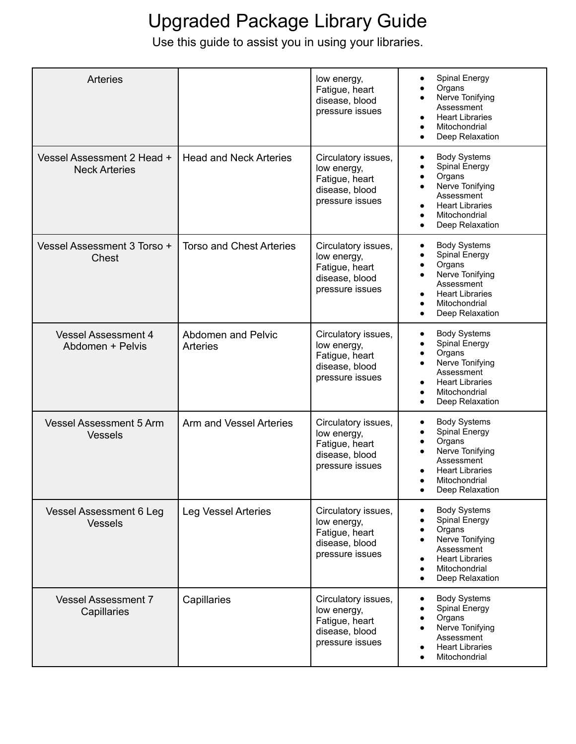# Upgraded Package Library Guide

Use this guide to assist you in using your libraries.

| | | | |
|---|---|---|---|
| Arteries | | low energy, Fatigue, heart disease, blood pressure issues | • Spinal Energy<br>• Organs<br>• Nerve Tonifying Assessment<br>• Heart Libraries<br>• Mitochondrial<br>• Deep Relaxation |
| Vessel Assessment 2 Head + Neck Arteries | Head and Neck Arteries | Circulatory issues, low energy, Fatigue, heart disease, blood pressure issues | • Body Systems<br>• Spinal Energy<br>• Organs<br>• Nerve Tonifying Assessment<br>• Heart Libraries<br>• Mitochondrial<br>• Deep Relaxation |
| Vessel Assessment 3 Torso + Chest | Torso and Chest Arteries | Circulatory issues, low energy, Fatigue, heart disease, blood pressure issues | • Body Systems<br>• Spinal Energy<br>• Organs<br>• Nerve Tonifying Assessment<br>• Heart Libraries<br>• Mitochondrial<br>• Deep Relaxation |
| Vessel Assessment 4 Abdomen + Pelvis | Abdomen and Pelvic Arteries | Circulatory issues, low energy, Fatigue, heart disease, blood pressure issues | • Body Systems<br>• Spinal Energy<br>• Organs<br>• Nerve Tonifying Assessment<br>• Heart Libraries<br>• Mitochondrial<br>• Deep Relaxation |
| Vessel Assessment 5 Arm Vessels | Arm and Vessel Arteries | Circulatory issues, low energy, Fatigue, heart disease, blood pressure issues | • Body Systems<br>• Spinal Energy<br>• Organs<br>• Nerve Tonifying Assessment<br>• Heart Libraries<br>• Mitochondrial<br>• Deep Relaxation |
| Vessel Assessment 6 Leg Vessels | Leg Vessel Arteries | Circulatory issues, low energy, Fatigue, heart disease, blood pressure issues | • Body Systems<br>• Spinal Energy<br>• Organs<br>• Nerve Tonifying Assessment<br>• Heart Libraries<br>• Mitochondrial<br>• Deep Relaxation |
| Vessel Assessment 7 Capillaries | Capillaries | Circulatory issues, low energy, Fatigue, heart disease, blood pressure issues | • Body Systems<br>• Spinal Energy<br>• Organs<br>• Nerve Tonifying Assessment<br>• Heart Libraries<br>• Mitochondrial |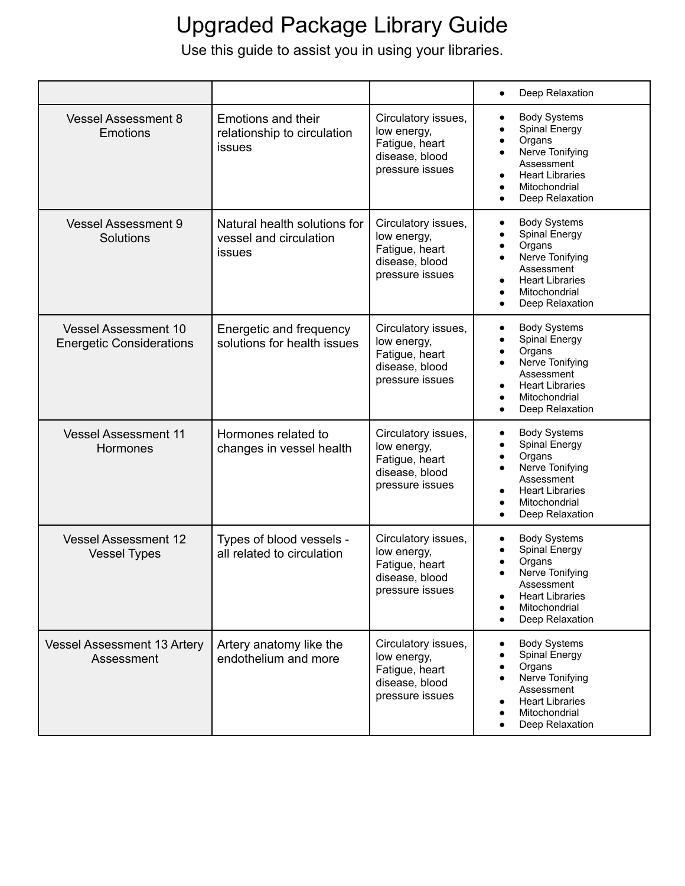# Upgraded Package Library Guide

Use this guide to assist you in using your libraries.

| | | | |
|---|---|---|---|
| | | | • Deep Relaxation |
| Vessel Assessment 8 Emotions | Emotions and their relationship to circulation issues | Circulatory issues, low energy, Fatigue, heart disease, blood pressure issues | • Body Systems<br>• Spinal Energy<br>• Organs<br>• Nerve Tonifying Assessment<br>• Heart Libraries<br>• Mitochondrial<br>• Deep Relaxation |
| Vessel Assessment 9 Solutions | Natural health solutions for vessel and circulation issues | Circulatory issues, low energy, Fatigue, heart disease, blood pressure issues | • Body Systems<br>• Spinal Energy<br>• Organs<br>• Nerve Tonifying Assessment<br>• Heart Libraries<br>• Mitochondrial<br>• Deep Relaxation |
| Vessel Assessment 10 Energetic Considerations | Energetic and frequency solutions for health issues | Circulatory issues, low energy, Fatigue, heart disease, blood pressure issues | • Body Systems<br>• Spinal Energy<br>• Organs<br>• Nerve Tonifying Assessment<br>• Heart Libraries<br>• Mitochondrial<br>• Deep Relaxation |
| Vessel Assessment 11 Hormones | Hormones related to changes in vessel health | Circulatory issues, low energy, Fatigue, heart disease, blood pressure issues | • Body Systems<br>• Spinal Energy<br>• Organs<br>• Nerve Tonifying Assessment<br>• Heart Libraries<br>• Mitochondrial<br>• Deep Relaxation |
| Vessel Assessment 12 Vessel Types | Types of blood vessels - all related to circulation | Circulatory issues, low energy, Fatigue, heart disease, blood pressure issues | • Body Systems<br>• Spinal Energy<br>• Organs<br>• Nerve Tonifying Assessment<br>• Heart Libraries<br>• Mitochondrial<br>• Deep Relaxation |
| Vessel Assessment 13 Artery Assessment | Artery anatomy like the endothelium and more | Circulatory issues, low energy, Fatigue, heart disease, blood pressure issues | • Body Systems<br>• Spinal Energy<br>• Organs<br>• Nerve Tonifying Assessment<br>• Heart Libraries<br>• Mitochondrial<br>• Deep Relaxation |